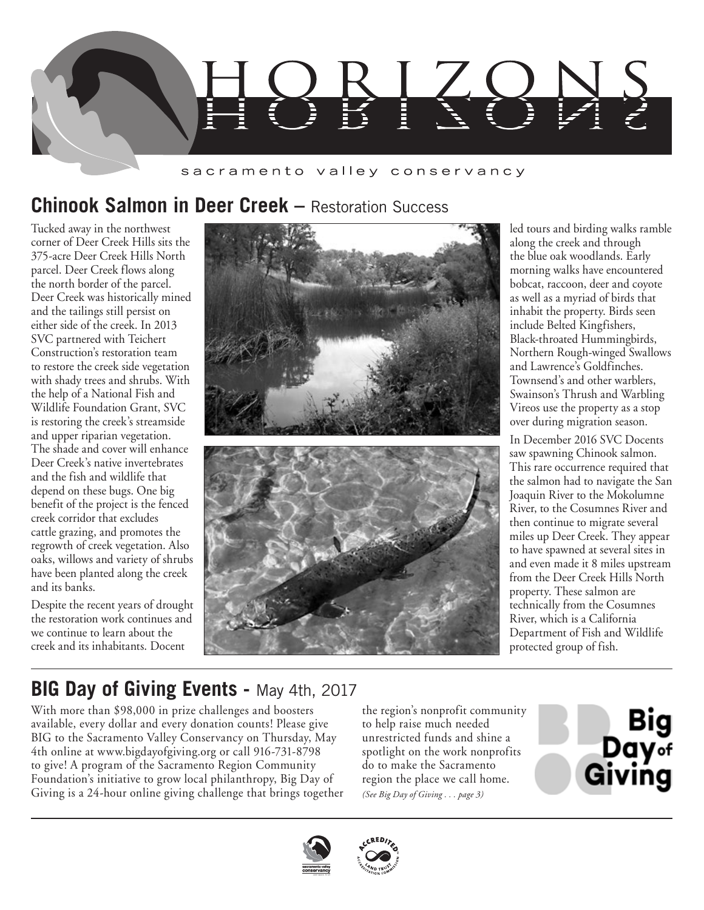# HORIZONS

sacramento valley conservancy

## Chinook Salmon in Deer Creek – Restoration Success

Tucked away in the northwest corner of Deer Creek Hills sits the 375-acre Deer Creek Hills North parcel. Deer Creek flows along the north border of the parcel. Deer Creek was historically mined and the tailings still persist on either side of the creek. In 2013 SVC partnered with Teichert Construction's restoration team to restore the creek side vegetation with shady trees and shrubs. With the help of a National Fish and Wildlife Foundation Grant, SVC is restoring the creek's streamside and upper riparian vegetation. The shade and cover will enhance Deer Creek's native invertebrates and the fish and wildlife that depend on these bugs. One big benefit of the project is the fenced creek corridor that excludes cattle grazing, and promotes the regrowth of creek vegetation. Also oaks, willows and variety of shrubs have been planted along the creek and its banks.

Despite the recent years of drought the restoration work continues and we continue to learn about the creek and its inhabitants. Docent led tours and birding walks ramble along the creek and through the blue oak woodlands. Early morning walks have encountered bobcat, raccoon, deer and coyote as well as a myriad of birds that inhabit the property. Birds seen include Belted Kingfishers, Black-throated Hummingbirds, Northern Rough-winged Swallows and Lawrence's Goldfinches. Townsend's and other warblers, Swainson's Thrush and Warbling Vireos use the property as a stop over during migration season.

In December 2016 SVC Docents saw spawning Chinook salmon. This rare occurrence required that the salmon had to navigate the San Joaquin River to the Mokolumne River, to the Cosumnes River and then continue to migrate several miles up Deer Creek. They appear to have spawned at several sites in and even made it 8 miles upstream from the Deer Creek Hills North property. These salmon are technically from the Cosumnes River, which is a California Department of Fish and Wildlife protected group of fish.

## BIG Day of Giving Events - May 4th, 2017

With more than $98,000 in prize challenges and boosters available, every dollar and every donation counts! Please give BIG to the Sacramento Valley Conservancy on Thursday, May 4th online at www.bigdayofgiving.org or call 916-731-8798 to give! A program of the Sacramento Region Community Foundation's initiative to grow local philanthropy, Big Day of Giving is a 24-hour online giving challenge that brings together the region's nonprofit community to help raise much needed unrestricted funds and shine a spotlight on the work nonprofits do to make the Sacramento region the place we call home.

*(See Big Day of Giving . . . page 3)*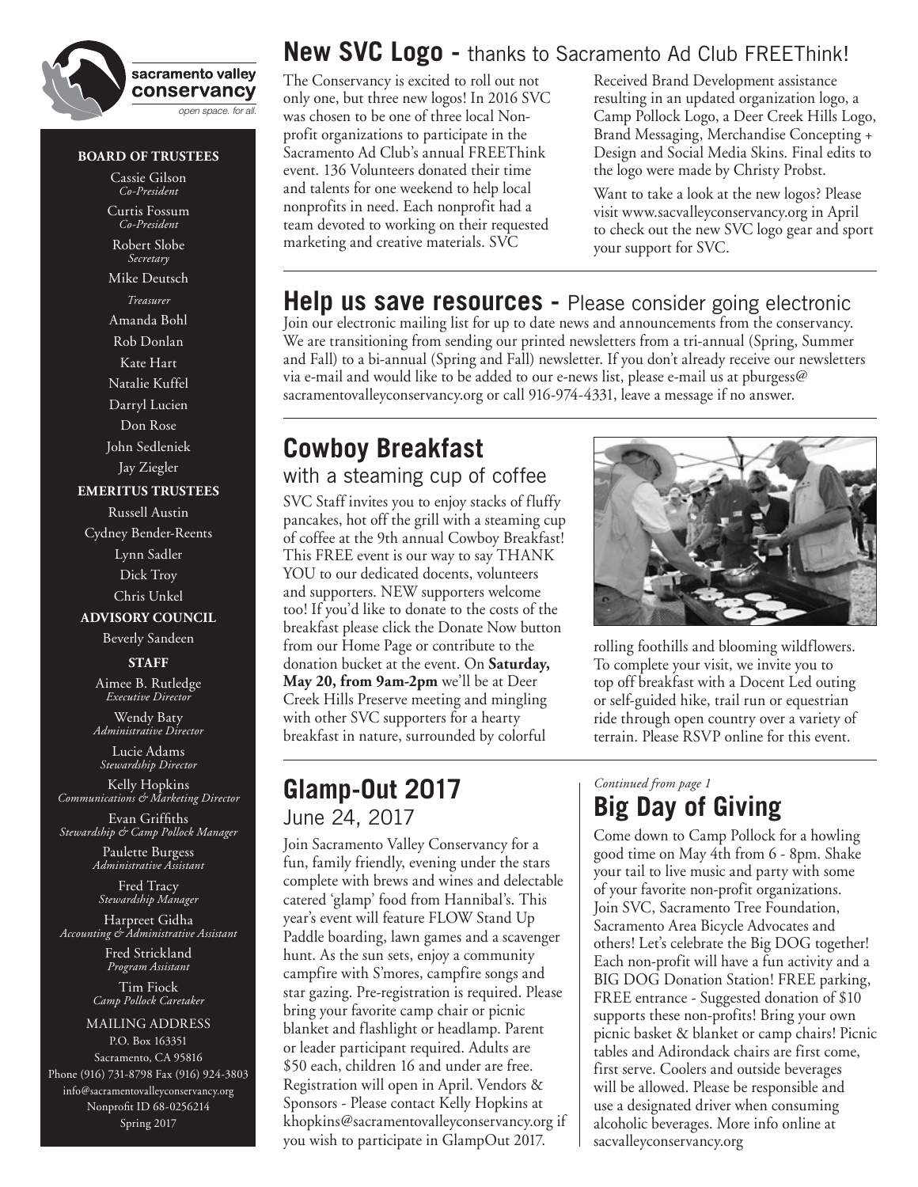sacramento valley conservancy

*open space. for all.*

**BOARD OF TRUSTEES**

Cassie Gilson
*Co-President*

Curtis Fossum
*Co-President*

Robert Slobe
*Secretary*

Mike Deutsch
*Treasurer*

Amanda Bohl

Rob Donlan

Kate Hart

Natalie Kuffel

Darryl Lucien

Don Rose

John Sedleniek

Jay Ziegler

**EMERITUS TRUSTEES**

Russell Austin

Cydney Bender-Reents

Lynn Sadler

Dick Troy

Chris Unkel

**ADVISORY COUNCIL**

Beverly Sandeen

**STAFF**

Aimee B. Rutledge
*Executive Director*

Wendy Baty
*Administrative Director*

Lucie Adams
*Stewardship Director*

Kelly Hopkins
*Communications & Marketing Director*

Evan Griffiths
*Stewardship & Camp Pollock Manager*

Paulette Burgess
*Administrative Assistant*

Fred Tracy
*Stewardship Manager*

Harpreet Gidha
*Accounting & Administrative Assistant*

Fred Strickland
*Program Assistant*

Tim Fiock
*Camp Pollock Caretaker*

MAILING ADDRESS
P.O. Box 163351
Sacramento, CA 95816
Phone (916) 731-8798 Fax (916) 924-3803
info@sacramentovalleyconservancy.org
Nonprofit ID 68-0256214
Spring 2017

## New SVC Logo - thanks to Sacramento Ad Club FREEThink!

The Conservancy is excited to roll out not only one, but three new logos! In 2016 SVC was chosen to be one of three local Non-profit organizations to participate in the Sacramento Ad Club's annual FREEThink event. 136 Volunteers donated their time and talents for one weekend to help local nonprofits in need. Each nonprofit had a team devoted to working on their requested marketing and creative materials. SVC Received Brand Development assistance resulting in an updated organization logo, a Camp Pollock Logo, a Deer Creek Hills Logo, Brand Messaging, Merchandise Concepting + Design and Social Media Skins. Final edits to the logo were made by Christy Probst.

Want to take a look at the new logos? Please visit www.sacvalleyconservancy.org in April to check out the new SVC logo gear and sport your support for SVC.

## Help us save resources - Please consider going electronic

Join our electronic mailing list for up to date news and announcements from the conservancy. We are transitioning from sending our printed newsletters from a tri-annual (Spring, Summer and Fall) to a bi-annual (Spring and Fall) newsletter. If you don't already receive our newsletters via e-mail and would like to be added to our e-news list, please e-mail us at pburgess@sacramentovalleyconservancy.org or call 916-974-4331, leave a message if no answer.

## Cowboy Breakfast

### with a steaming cup of coffee

SVC Staff invites you to enjoy stacks of fluffy pancakes, hot off the grill with a steaming cup of coffee at the 9th annual Cowboy Breakfast! This FREE event is our way to say THANK YOU to our dedicated docents, volunteers and supporters. NEW supporters welcome too! If you'd like to donate to the costs of the breakfast please click the Donate Now button from our Home Page or contribute to the donation bucket at the event. On **Saturday, May 20, from 9am-2pm** we'll be at Deer Creek Hills Preserve meeting and mingling with other SVC supporters for a hearty breakfast in nature, surrounded by colorful rolling foothills and blooming wildflowers. To complete your visit, we invite you to top off breakfast with a Docent Led outing or self-guided hike, trail run or equestrian ride through open country over a variety of terrain. Please RSVP online for this event.

## Glamp-Out 2017

### June 24, 2017

Join Sacramento Valley Conservancy for a fun, family friendly, evening under the stars complete with brews and wines and delectable catered 'glamp' food from Hannibal's. This year's event will feature FLOW Stand Up Paddle boarding, lawn games and a scavenger hunt. As the sun sets, enjoy a community campfire with S'mores, campfire songs and star gazing. Pre-registration is required. Please bring your favorite camp chair or picnic blanket and flashlight or headlamp. Parent or leader participant required. Adults are $50 each, children 16 and under are free. Registration will open in April. Vendors & Sponsors - Please contact Kelly Hopkins at khopkins@sacramentovalleyconservancy.org if you wish to participate in GlampOut 2017.

*Continued from page 1*

## Big Day of Giving

Come down to Camp Pollock for a howling good time on May 4th from 6 - 8pm. Shake your tail to live music and party with some of your favorite non-profit organizations. Join SVC, Sacramento Tree Foundation, Sacramento Area Bicycle Advocates and others! Let's celebrate the Big DOG together! Each non-profit will have a fun activity and a BIG DOG Donation Station! FREE parking, FREE entrance - Suggested donation of $10 supports these non-profits! Bring your own picnic basket & blanket or camp chairs! Picnic tables and Adirondack chairs are first come, first serve. Coolers and outside beverages will be allowed. Please be responsible and use a designated driver when consuming alcoholic beverages. More info online at sacvalleyconservancy.org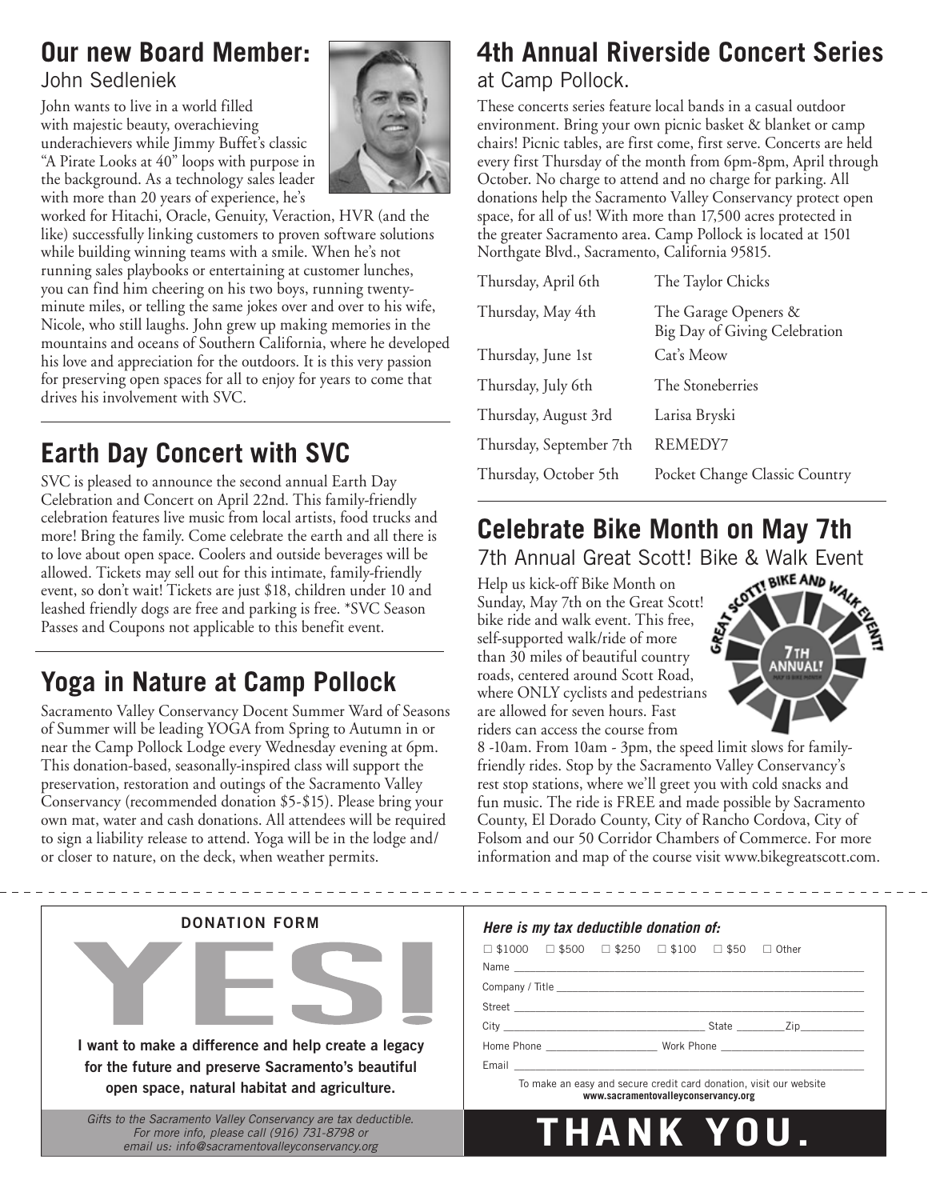## Our new Board Member:

John Sedleniek

John wants to live in a world filled with majestic beauty, overachieving underachievers while Jimmy Buffet's classic "A Pirate Looks at 40" loops with purpose in the background. As a technology sales leader with more than 20 years of experience, he's worked for Hitachi, Oracle, Genuity, Veraction, HVR (and the like) successfully linking customers to proven software solutions while building winning teams with a smile. When he's not running sales playbooks or entertaining at customer lunches, you can find him cheering on his two boys, running twenty-minute miles, or telling the same jokes over and over to his wife, Nicole, who still laughs. John grew up making memories in the mountains and oceans of Southern California, where he developed his love and appreciation for the outdoors. It is this very passion for preserving open spaces for all to enjoy for years to come that drives his involvement with SVC.

## Earth Day Concert with SVC

SVC is pleased to announce the second annual Earth Day Celebration and Concert on April 22nd. This family-friendly celebration features live music from local artists, food trucks and more! Bring the family. Come celebrate the earth and all there is to love about open space. Coolers and outside beverages will be allowed. Tickets may sell out for this intimate, family-friendly event, so don't wait! Tickets are just $18, children under 10 and leashed friendly dogs are free and parking is free. *SVC Season Passes and Coupons not applicable to this benefit event.

## Yoga in Nature at Camp Pollock

Sacramento Valley Conservancy Docent Summer Ward of Seasons of Summer will be leading YOGA from Spring to Autumn in or near the Camp Pollock Lodge every Wednesday evening at 6pm. This donation-based, seasonally-inspired class will support the preservation, restoration and outings of the Sacramento Valley Conservancy (recommended donation $5-$15). Please bring your own mat, water and cash donations. All attendees will be required to sign a liability release to attend. Yoga will be in the lodge and/or closer to nature, on the deck, when weather permits.

## 4th Annual Riverside Concert Series

at Camp Pollock.

These concerts series feature local bands in a casual outdoor environment. Bring your own picnic basket & blanket or camp chairs! Picnic tables, are first come, first serve. Concerts are held every first Thursday of the month from 6pm-8pm, April through October. No charge to attend and no charge for parking. All donations help the Sacramento Valley Conservancy protect open space, for all of us! With more than 17,500 acres protected in the greater Sacramento area. Camp Pollock is located at 1501 Northgate Blvd., Sacramento, California 95815.

| | |
|---|---|
| Thursday, April 6th | The Taylor Chicks |
| Thursday, May 4th | The Garage Openers & Big Day of Giving Celebration |
| Thursday, June 1st | Cat's Meow |
| Thursday, July 6th | The Stoneberries |
| Thursday, August 3rd | Larisa Bryski |
| Thursday, September 7th | REMEDY7 |
| Thursday, October 5th | Pocket Change Classic Country |

## Celebrate Bike Month on May 7th

7th Annual Great Scott! Bike & Walk Event

Help us kick-off Bike Month on Sunday, May 7th on the Great Scott! bike ride and walk event. This free, self-supported walk/ride of more than 30 miles of beautiful country roads, centered around Scott Road, where ONLY cyclists and pedestrians are allowed for seven hours. Fast riders can access the course from 8 -10am. From 10am - 3pm, the speed limit slows for family-friendly rides. Stop by the Sacramento Valley Conservancy's rest stop stations, where we'll greet you with cold snacks and fun music. The ride is FREE and made possible by Sacramento County, El Dorado County, City of Rancho Cordova, City of Folsom and our 50 Corridor Chambers of Commerce. For more information and map of the course visit www.bikegreatscott.com.

---

**DONATION FORM**

# YES!

**I want to make a difference and help create a legacy for the future and preserve Sacramento's beautiful open space, natural habitat and agriculture.**

*Gifts to the Sacramento Valley Conservancy are tax deductible. For more info, please call (916) 731-8798 or email us: info@sacramentovalleyconservancy.org*

***Here is my tax deductible donation of:***

☐ $1000 ☐ $500 ☐ $250 ☐ $100 ☐ $50 ☐ Other

Name ____________________

Company / Title ____________________

Street ____________________

City ____________________ State ________ Zip ________

Home Phone ____________________ Work Phone ____________________

Email ____________________

To make an easy and secure credit card donation, visit our website **www.sacramentovalleyconservancy.org**

# THANK YOU.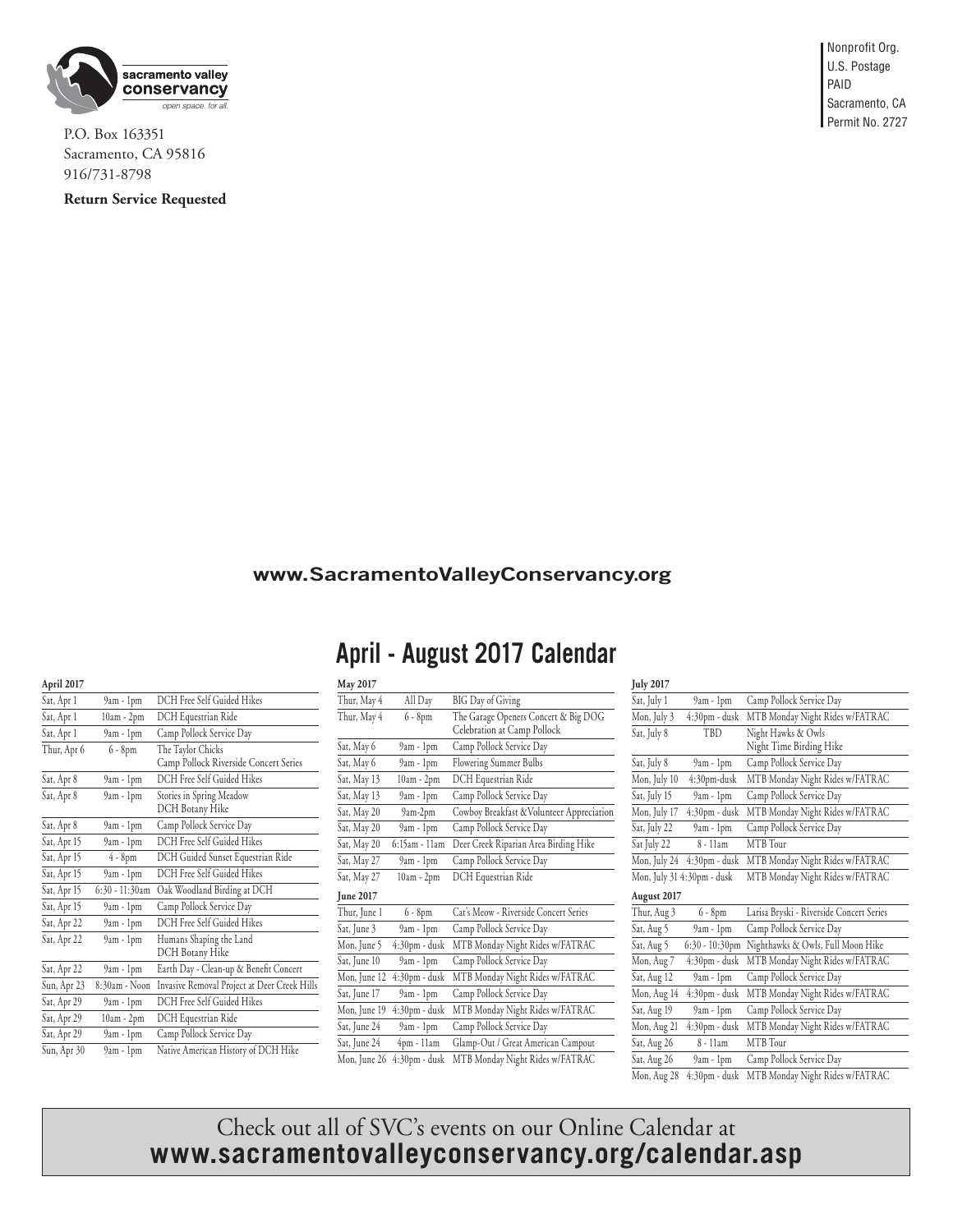sacramento valley conservancy
*open space. for all.*

P.O. Box 163351
Sacramento, CA 95816
916/731-8798

**Return Service Requested**

Nonprofit Org.
U.S. Postage
PAID
Sacramento, CA
Permit No. 2727

**www.SacramentoValleyConservancy.org**

# April - August 2017 Calendar

**April 2017**

| | | |
|---|---|---|
| Sat, Apr 1 | 9am - 1pm | DCH Free Self Guided Hikes |
| Sat, Apr 1 | 10am - 2pm | DCH Equestrian Ride |
| Sat, Apr 1 | 9am - 1pm | Camp Pollock Service Day |
| Thur, Apr 6 | 6 - 8pm | The Taylor Chicks Camp Pollock Riverside Concert Series |
| Sat, Apr 8 | 9am - 1pm | DCH Free Self Guided Hikes |
| Sat, Apr 8 | 9am - 1pm | Stories in Spring Meadow DCH Botany Hike |
| Sat, Apr 8 | 9am - 1pm | Camp Pollock Service Day |
| Sat, Apr 15 | 9am - 1pm | DCH Free Self Guided Hikes |
| Sat, Apr 15 | 4 - 8pm | DCH Guided Sunset Equestrian Ride |
| Sat, Apr 15 | 9am - 1pm | DCH Free Self Guided Hikes |
| Sat, Apr 15 | 6:30 - 11:30am | Oak Woodland Birding at DCH |
| Sat, Apr 15 | 9am - 1pm | Camp Pollock Service Day |
| Sat, Apr 22 | 9am - 1pm | DCH Free Self Guided Hikes |
| Sat, Apr 22 | 9am - 1pm | Humans Shaping the Land DCH Botany Hike |
| Sat, Apr 22 | 9am - 1pm | Earth Day - Clean-up & Benefit Concert |
| Sun, Apr 23 | 8:30am - Noon | Invasive Removal Project at Deer Creek Hills |
| Sat, Apr 29 | 9am - 1pm | DCH Free Self Guided Hikes |
| Sat, Apr 29 | 10am - 2pm | DCH Equestrian Ride |
| Sat, Apr 29 | 9am - 1pm | Camp Pollock Service Day |
| Sun, Apr 30 | 9am - 1pm | Native American History of DCH Hike |

**May 2017**

| | | |
|---|---|---|
| Thur, May 4 | All Day | BIG Day of Giving |
| Thur, May 4 | 6 - 8pm | The Garage Openers Concert & Big DOG Celebration at Camp Pollock |
| Sat, May 6 | 9am - 1pm | Camp Pollock Service Day |
| Sat, May 6 | 9am - 1pm | Flowering Summer Bulbs |
| Sat, May 13 | 10am - 2pm | DCH Equestrian Ride |
| Sat, May 13 | 9am - 1pm | Camp Pollock Service Day |
| Sat, May 20 | 9am-2pm | Cowboy Breakfast &Volunteer Appreciation |
| Sat, May 20 | 9am - 1pm | Camp Pollock Service Day |
| Sat, May 20 | 6:15am - 11am | Deer Creek Riparian Area Birding Hike |
| Sat, May 27 | 9am - 1pm | Camp Pollock Service Day |
| Sat, May 27 | 10am - 2pm | DCH Equestrian Ride |

**June 2017**

| | | |
|---|---|---|
| Thur, June 1 | 6 - 8pm | Cat's Meow - Riverside Concert Series |
| Sat, June 3 | 9am - 1pm | Camp Pollock Service Day |
| Mon, June 5 | 4:30pm - dusk | MTB Monday Night Rides w/FATRAC |
| Sat, June 10 | 9am - 1pm | Camp Pollock Service Day |
| Mon, June 12 | 4:30pm - dusk | MTB Monday Night Rides w/FATRAC |
| Sat, June 17 | 9am - 1pm | Camp Pollock Service Day |
| Mon, June 19 | 4:30pm - dusk | MTB Monday Night Rides w/FATRAC |
| Sat, June 24 | 9am - 1pm | Camp Pollock Service Day |
| Sat, June 24 | 4pm - 11am | Glamp-Out / Great American Campout |
| Mon, June 26 | 4:30pm - dusk | MTB Monday Night Rides w/FATRAC |

**July 2017**

| | | |
|---|---|---|
| Sat, July 1 | 9am - 1pm | Camp Pollock Service Day |
| Mon, July 3 | 4:30pm - dusk | MTB Monday Night Rides w/FATRAC |
| Sat, July 8 | TBD | Night Hawks & Owls Night Time Birding Hike |
| Sat, July 8 | 9am - 1pm | Camp Pollock Service Day |
| Mon, July 10 | 4:30pm-dusk | MTB Monday Night Rides w/FATRAC |
| Sat, July 15 | 9am - 1pm | Camp Pollock Service Day |
| Mon, July 17 | 4:30pm - dusk | MTB Monday Night Rides w/FATRAC |
| Sat, July 22 | 9am - 1pm | Camp Pollock Service Day |
| Sat July 22 | 8 - 11am | MTB Tour |
| Mon, July 24 | 4:30pm - dusk | MTB Monday Night Rides w/FATRAC |
| Mon, July 31 | 4:30pm - dusk | MTB Monday Night Rides w/FATRAC |

**August 2017**

| | | |
|---|---|---|
| Thur, Aug 3 | 6 - 8pm | Larisa Bryski - Riverside Concert Series |
| Sat, Aug 5 | 9am - 1pm | Camp Pollock Service Day |
| Sat, Aug 5 | 6:30 - 10:30pm | Nighthawks & Owls, Full Moon Hike |
| Mon, Aug 7 | 4:30pm - dusk | MTB Monday Night Rides w/FATRAC |
| Sat, Aug 12 | 9am - 1pm | Camp Pollock Service Day |
| Mon, Aug 14 | 4:30pm - dusk | MTB Monday Night Rides w/FATRAC |
| Sat, Aug 19 | 9am - 1pm | Camp Pollock Service Day |
| Mon, Aug 21 | 4:30pm - dusk | MTB Monday Night Rides w/FATRAC |
| Sat, Aug 26 | 8 - 11am | MTB Tour |
| Sat, Aug 26 | 9am - 1pm | Camp Pollock Service Day |
| Mon, Aug 28 | 4:30pm - dusk | MTB Monday Night Rides w/FATRAC |

Check out all of SVC's events on our Online Calendar at
**www.sacramentovalleyconservancy.org/calendar.asp**